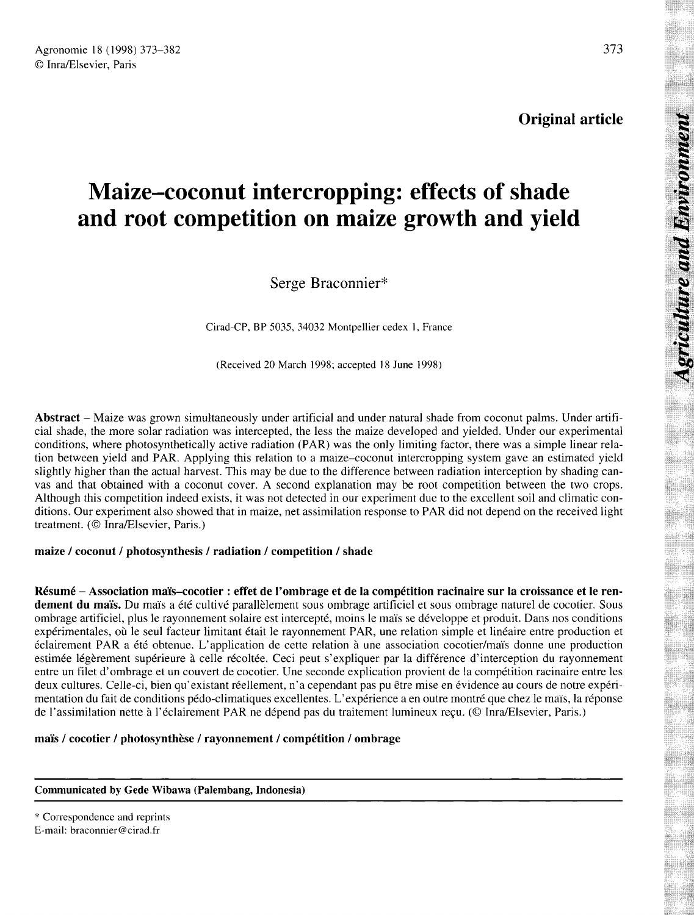**Original article**

# Maize–coconut intercropping: effects of shade and root competition on maize growth and yield

Serge Braconnier*

Cirad-CP, BP 5035, 34032 Montpellier cedex 1, France

(Received 20 March 1998; accepted 18 June 1998)

**Abstract** – Maize was grown simultaneously under artificial and under natural shade from coconut palms. Under artificial shade, the more solar radiation was intercepted, the less the maize developed and yielded. Under our experimental conditions, where photosynthetically active radiation (PAR) was the only limiting factor, there was a simple linear relation between yield and PAR. Applying this relation to a maize–coconut intercropping system gave an estimated yield slightly higher than the actual harvest. This may be due to the difference between radiation interception by shading canvas and that obtained with a coconut cover. A second explanation may be root competition between the two crops. Although this competition indeed exists, it was not detected in our experiment due to the excellent soil and climatic conditions. Our experiment also showed that in maize, net assimilation response to PAR did not depend on the received light treatment. (© Inra/Elsevier, Paris.)

**maize / coconut / photosynthesis / radiation / competition / shade**

**Résumé** – **Association maïs–cocotier : effet de l'ombrage et de la compétition racinaire sur la croissance et le rendement du maïs.** Du maïs a été cultivé parallèlement sous ombrage artificiel et sous ombrage naturel de cocotier. Sous ombrage artificiel, plus le rayonnement solaire est intercepté, moins le maïs se développe et produit. Dans nos conditions expérimentales, où le seul facteur limitant était le rayonnement PAR, une relation simple et linéaire entre production et éclairement PAR a été obtenue. L'application de cette relation à une association cocotier/maïs donne une production estimée légèrement supérieure à celle récoltée. Ceci peut s'expliquer par la différence d'interception du rayonnement entre un filet d'ombrage et un couvert de cocotier. Une seconde explication provient de la compétition racinaire entre les deux cultures. Celle-ci, bien qu'existant réellement, n'a cependant pas pu être mise en évidence au cours de notre expérimentation du fait de conditions pédo-climatiques excellentes. L'expérience a en outre montré que chez le maïs, la réponse de l'assimilation nette à l'éclairement PAR ne dépend pas du traitement lumineux reçu. (© Inra/Elsevier, Paris.)

**maïs / cocotier / photosynthèse / rayonnement / compétition / ombrage**

---

**Communicated by Gede Wibawa (Palembang, Indonesia)**

\* Correspondence and reprints
E-mail: braconnier@cirad.fr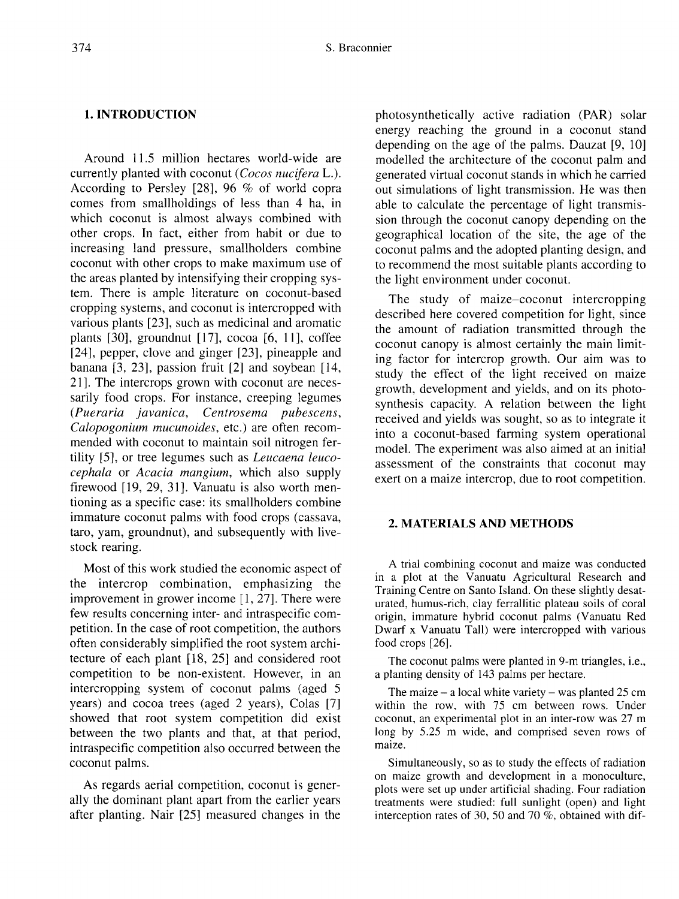## 1. INTRODUCTION

Around 11.5 million hectares world-wide are currently planted with coconut (*Cocos nucifera* L.). According to Persley [28], 96 % of world copra comes from smallholdings of less than 4 ha, in which coconut is almost always combined with other crops. In fact, either from habit or due to increasing land pressure, smallholders combine coconut with other crops to make maximum use of the areas planted by intensifying their cropping system. There is ample literature on coconut-based cropping systems, and coconut is intercropped with various plants [23], such as medicinal and aromatic plants [30], groundnut [17], cocoa [6, 11], coffee [24], pepper, clove and ginger [23], pineapple and banana [3, 23], passion fruit [2] and soybean [14, 21]. The intercrops grown with coconut are necessarily food crops. For instance, creeping legumes (*Pueraria javanica*, *Centrosema pubescens*, *Calopogonium mucunoides*, etc.) are often recommended with coconut to maintain soil nitrogen fertility [5], or tree legumes such as *Leucaena leucocephala* or *Acacia mangium*, which also supply firewood [19, 29, 31]. Vanuatu is also worth mentioning as a specific case: its smallholders combine immature coconut palms with food crops (cassava, taro, yam, groundnut), and subsequently with livestock rearing.

Most of this work studied the economic aspect of the intercrop combination, emphasizing the improvement in grower income [1, 27]. There were few results concerning inter- and intraspecific competition. In the case of root competition, the authors often considerably simplified the root system architecture of each plant [18, 25] and considered root competition to be non-existent. However, in an intercropping system of coconut palms (aged 5 years) and cocoa trees (aged 2 years), Colas [7] showed that root system competition did exist between the two plants and that, at that period, intraspecific competition also occurred between the coconut palms.

As regards aerial competition, coconut is generally the dominant plant apart from the earlier years after planting. Nair [25] measured changes in the photosynthetically active radiation (PAR) solar energy reaching the ground in a coconut stand depending on the age of the palms. Dauzat [9, 10] modelled the architecture of the coconut palm and generated virtual coconut stands in which he carried out simulations of light transmission. He was then able to calculate the percentage of light transmission through the coconut canopy depending on the geographical location of the site, the age of the coconut palms and the adopted planting design, and to recommend the most suitable plants according to the light environment under coconut.

The study of maize–coconut intercropping described here covered competition for light, since the amount of radiation transmitted through the coconut canopy is almost certainly the main limiting factor for intercrop growth. Our aim was to study the effect of the light received on maize growth, development and yields, and on its photosynthesis capacity. A relation between the light received and yields was sought, so as to integrate it into a coconut-based farming system operational model. The experiment was also aimed at an initial assessment of the constraints that coconut may exert on a maize intercrop, due to root competition.

## 2. MATERIALS AND METHODS

A trial combining coconut and maize was conducted in a plot at the Vanuatu Agricultural Research and Training Centre on Santo Island. On these slightly desaturated, humus-rich, clay ferrallitic plateau soils of coral origin, immature hybrid coconut palms (Vanuatu Red Dwarf x Vanuatu Tall) were intercropped with various food crops [26].

The coconut palms were planted in 9-m triangles, i.e., a planting density of 143 palms per hectare.

The maize – a local white variety – was planted 25 cm within the row, with 75 cm between rows. Under coconut, an experimental plot in an inter-row was 27 m long by 5.25 m wide, and comprised seven rows of maize.

Simultaneously, so as to study the effects of radiation on maize growth and development in a monoculture, plots were set up under artificial shading. Four radiation treatments were studied: full sunlight (open) and light interception rates of 30, 50 and 70 %, obtained with dif-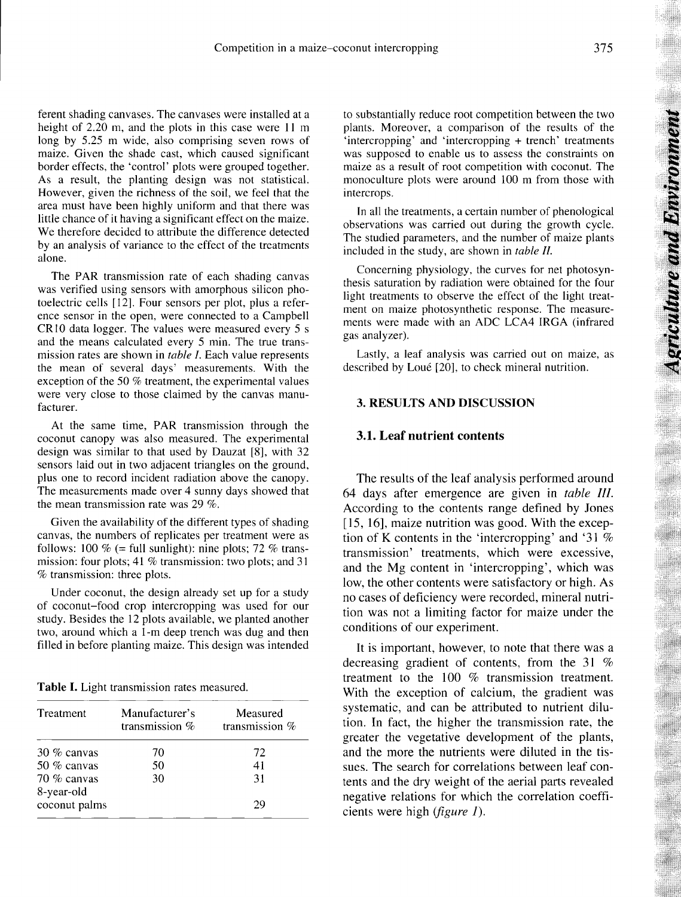ferent shading canvases. The canvases were installed at a height of 2.20 m, and the plots in this case were 11 m long by 5.25 m wide, also comprising seven rows of maize. Given the shade cast, which caused significant border effects, the 'control' plots were grouped together. As a result, the planting design was not statistical. However, given the richness of the soil, we feel that the area must have been highly uniform and that there was little chance of it having a significant effect on the maize. We therefore decided to attribute the difference detected by an analysis of variance to the effect of the treatments alone.

The PAR transmission rate of each shading canvas was verified using sensors with amorphous silicon photoelectric cells [12]. Four sensors per plot, plus a reference sensor in the open, were connected to a Campbell CR10 data logger. The values were measured every 5 s and the means calculated every 5 min. The true transmission rates are shown in *table I*. Each value represents the mean of several days' measurements. With the exception of the 50 % treatment, the experimental values were very close to those claimed by the canvas manufacturer.

At the same time, PAR transmission through the coconut canopy was also measured. The experimental design was similar to that used by Dauzat [8], with 32 sensors laid out in two adjacent triangles on the ground, plus one to record incident radiation above the canopy. The measurements made over 4 sunny days showed that the mean transmission rate was 29 %.

Given the availability of the different types of shading canvas, the numbers of replicates per treatment were as follows: 100 % (= full sunlight): nine plots; 72 % transmission: four plots; 41 % transmission: two plots; and 31 % transmission: three plots.

Under coconut, the design already set up for a study of coconut–food crop intercropping was used for our study. Besides the 12 plots available, we planted another two, around which a 1-m deep trench was dug and then filled in before planting maize. This design was intended

**Table I.** Light transmission rates measured.

| Treatment | Manufacturer's transmission % | Measured transmission % |
|---|---|---|
| 30 % canvas | 70 | 72 |
| 50 % canvas | 50 | 41 |
| 70 % canvas | 30 | 31 |
| 8-year-old coconut palms | | 29 |

to substantially reduce root competition between the two plants. Moreover, a comparison of the results of the 'intercropping' and 'intercropping + trench' treatments was supposed to enable us to assess the constraints on maize as a result of root competition with coconut. The monoculture plots were around 100 m from those with intercrops.

In all the treatments, a certain number of phenological observations was carried out during the growth cycle. The studied parameters, and the number of maize plants included in the study, are shown in *table II*.

Concerning physiology, the curves for net photosynthesis saturation by radiation were obtained for the four light treatments to observe the effect of the light treatment on maize photosynthetic response. The measurements were made with an ADC LCA4 IRGA (infrared gas analyzer).

Lastly, a leaf analysis was carried out on maize, as described by Loué [20], to check mineral nutrition.

## 3. RESULTS AND DISCUSSION

### 3.1. Leaf nutrient contents

The results of the leaf analysis performed around 64 days after emergence are given in *table III*. According to the contents range defined by Jones [15, 16], maize nutrition was good. With the exception of K contents in the 'intercropping' and '31 % transmission' treatments, which were excessive, and the Mg content in 'intercropping', which was low, the other contents were satisfactory or high. As no cases of deficiency were recorded, mineral nutrition was not a limiting factor for maize under the conditions of our experiment.

It is important, however, to note that there was a decreasing gradient of contents, from the 31 % treatment to the 100 % transmission treatment. With the exception of calcium, the gradient was systematic, and can be attributed to nutrient dilution. In fact, the higher the transmission rate, the greater the vegetative development of the plants, and the more the nutrients were diluted in the tissues. The search for correlations between leaf contents and the dry weight of the aerial parts revealed negative relations for which the correlation coefficients were high (*figure 1*).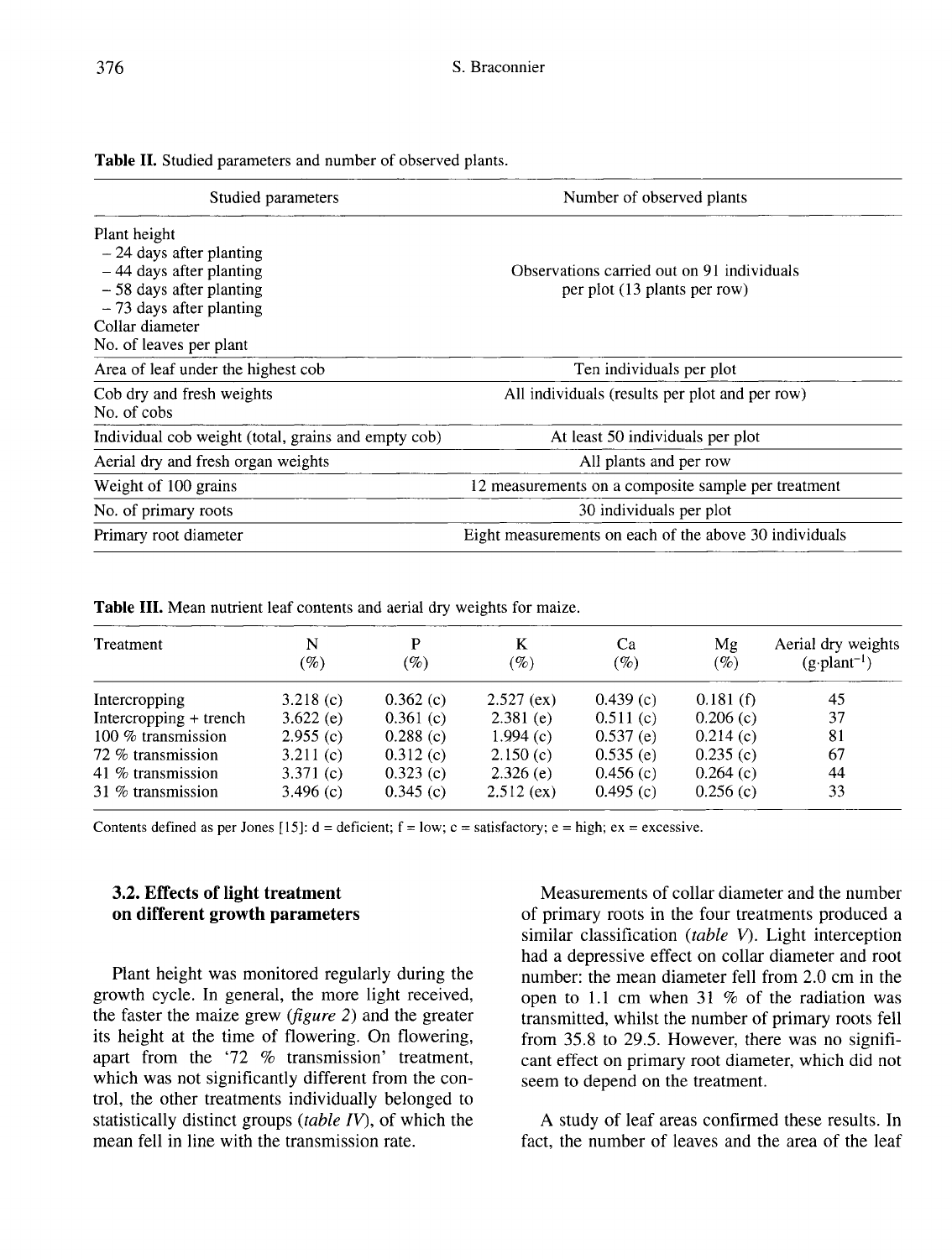**Table II.** Studied parameters and number of observed plants.

| Studied parameters | Number of observed plants |
|---|---|
| Plant height<br>– 24 days after planting<br>– 44 days after planting<br>– 58 days after planting<br>– 73 days after planting<br>Collar diameter<br>No. of leaves per plant | Observations carried out on 91 individuals per plot (13 plants per row) |
| Area of leaf under the highest cob | Ten individuals per plot |
| Cob dry and fresh weights<br>No. of cobs | All individuals (results per plot and per row) |
| Individual cob weight (total, grains and empty cob) | At least 50 individuals per plot |
| Aerial dry and fresh organ weights | All plants and per row |
| Weight of 100 grains | 12 measurements on a composite sample per treatment |
| No. of primary roots | 30 individuals per plot |
| Primary root diameter | Eight measurements on each of the above 30 individuals |

**Table III.** Mean nutrient leaf contents and aerial dry weights for maize.

| Treatment | N (%) | P (%) | K (%) | Ca (%) | Mg (%) | Aerial dry weights ($g \cdot plant^{-1}$) |
|---|---|---|---|---|---|---|
| Intercropping | 3.218 (c) | 0.362 (c) | 2.527 (ex) | 0.439 (c) | 0.181 (f) | 45 |
| Intercropping + trench | 3.622 (e) | 0.361 (c) | 2.381 (e) | 0.511 (c) | 0.206 (c) | 37 |
| 100 % transmission | 2.955 (c) | 0.288 (c) | 1.994 (c) | 0.537 (e) | 0.214 (c) | 81 |
| 72 % transmission | 3.211 (c) | 0.312 (c) | 2.150 (c) | 0.535 (e) | 0.235 (c) | 67 |
| 41 % transmission | 3.371 (c) | 0.323 (c) | 2.326 (e) | 0.456 (c) | 0.264 (c) | 44 |
| 31 % transmission | 3.496 (c) | 0.345 (c) | 2.512 (ex) | 0.495 (c) | 0.256 (c) | 33 |

Contents defined as per Jones [15]: d = deficient; f = low; c = satisfactory; e = high; ex = excessive.

### 3.2. Effects of light treatment on different growth parameters

Plant height was monitored regularly during the growth cycle. In general, the more light received, the faster the maize grew (*figure 2*) and the greater its height at the time of flowering. On flowering, apart from the '72 % transmission' treatment, which was not significantly different from the control, the other treatments individually belonged to statistically distinct groups (*table IV*), of which the mean fell in line with the transmission rate.

Measurements of collar diameter and the number of primary roots in the four treatments produced a similar classification (*table V*). Light interception had a depressive effect on collar diameter and root number: the mean diameter fell from 2.0 cm in the open to 1.1 cm when 31 % of the radiation was transmitted, whilst the number of primary roots fell from 35.8 to 29.5. However, there was no significant effect on primary root diameter, which did not seem to depend on the treatment.

A study of leaf areas confirmed these results. In fact, the number of leaves and the area of the leaf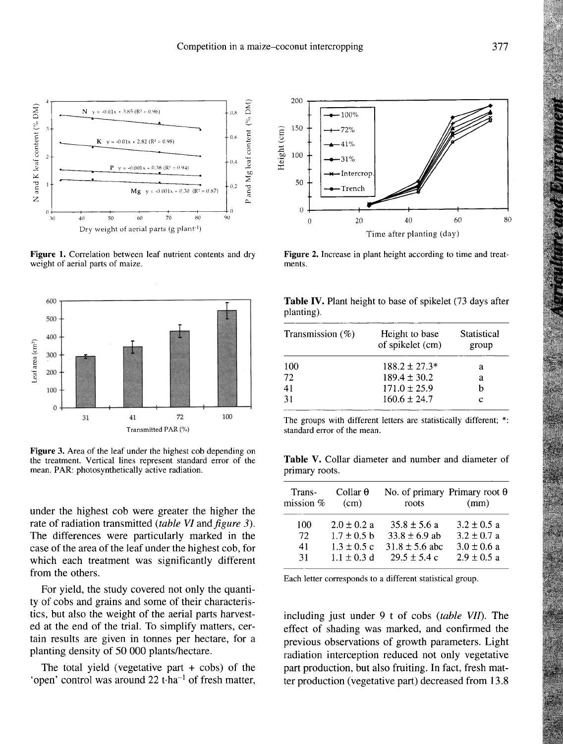**Figure 1.** Correlation between leaf nutrient contents and dry weight of aerial parts of maize.

**Figure 2.** Increase in plant height according to time and treatments.

**Table IV.** Plant height to base of spikelet (73 days after planting).

| Transmission (%) | Height to base of spikelet (cm) | Statistical group |
|---|---|---|
| 100 | 188.2 ± 27.3* | a |
| 72 | 189.4 ± 30.2 | a |
| 41 | 171.0 ± 25.9 | b |
| 31 | 160.6 ± 24.7 | c |

The groups with different letters are statistically different; *: standard error of the mean.

**Figure 3.** Area of the leaf under the highest cob depending on the treatment. Vertical lines represent standard error of the mean. PAR: photosynthetically active radiation.

**Table V.** Collar diameter and number and diameter of primary roots.

| Transmission % | Collar θ (cm) | No. of primary roots | Primary root θ (mm) |
|---|---|---|---|
| 100 | 2.0 ± 0.2 a | 35.8 ± 5.6 a | 3.2 ± 0.5 a |
| 72 | 1.7 ± 0.5 b | 33.8 ± 6.9 ab | 3.2 ± 0.7 a |
| 41 | 1.3 ± 0.5 c | 31.8 ± 5.6 abc | 3.0 ± 0.6 a |
| 31 | 1.1 ± 0.3 d | 29.5 ± 5.4 c | 2.9 ± 0.5 a |

Each letter corresponds to a different statistical group.

under the highest cob were greater the higher the rate of radiation transmitted (*table VI* and *figure 3*). The differences were particularly marked in the case of the area of the leaf under the highest cob, for which each treatment was significantly different from the others.

For yield, the study covered not only the quantity of cobs and grains and some of their characteristics, but also the weight of the aerial parts harvested at the end of the trial. To simplify matters, certain results are given in tonnes per hectare, for a planting density of 50 000 plants/hectare.

The total yield (vegetative part + cobs) of the 'open' control was around 22 $t \cdot ha^{-1}$ of fresh matter, including just under 9 t of cobs (*table VII*). The effect of shading was marked, and confirmed the previous observations of growth parameters. Light radiation interception reduced not only vegetative part production, but also fruiting. In fact, fresh matter production (vegetative part) decreased from 13.8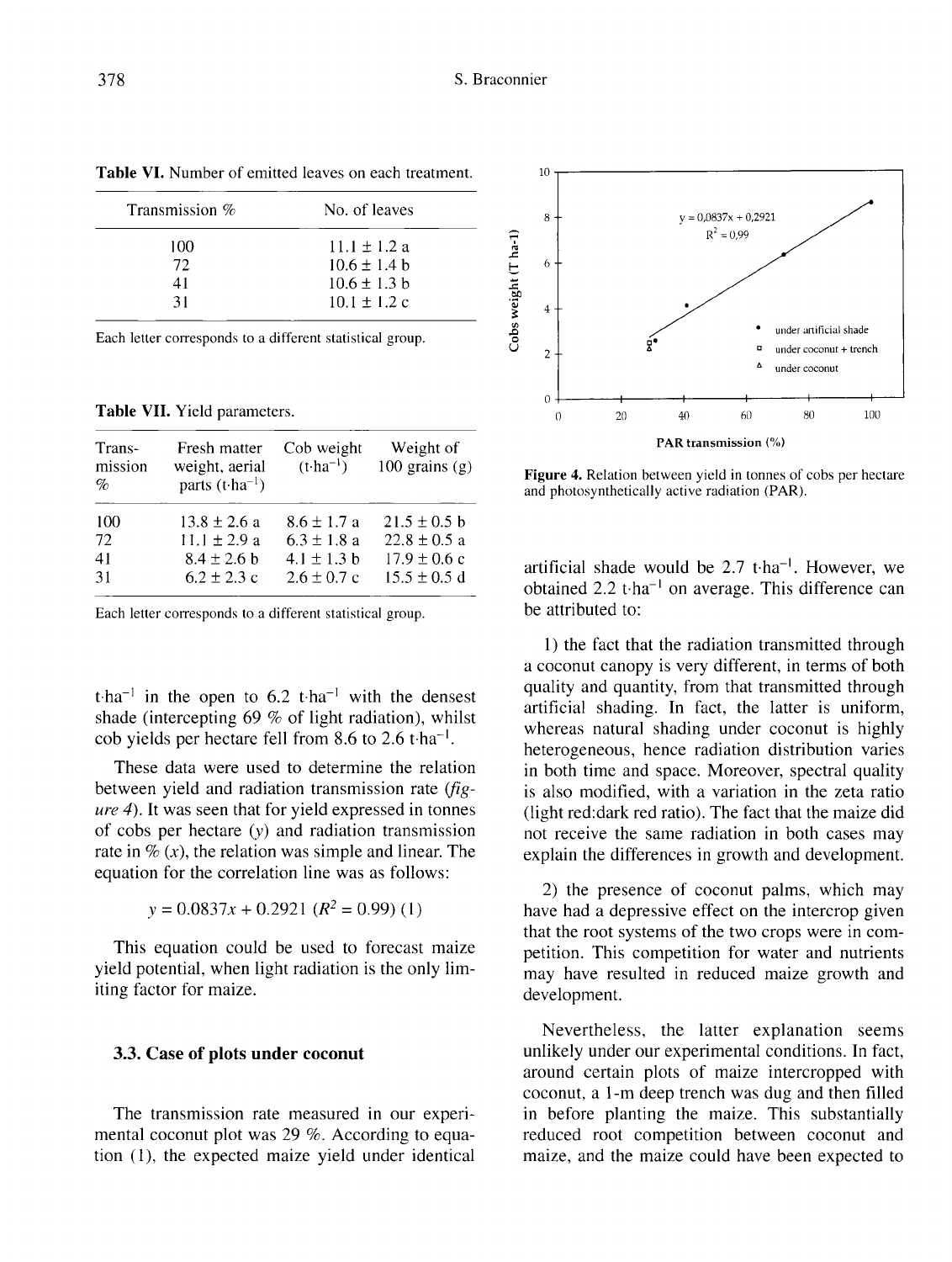**Table VI.** Number of emitted leaves on each treatment.

| Transmission % | No. of leaves |
|---|---|
| 100 | 11.1 ± 1.2 a |
| 72 | 10.6 ± 1.4 b |
| 41 | 10.6 ± 1.3 b |
| 31 | 10.1 ± 1.2 c |

Each letter corresponds to a different statistical group.

**Table VII.** Yield parameters.

| Transmission % | Fresh matter weight, aerial parts ($t \cdot ha^{-1}$) | Cob weight ($t \cdot ha^{-1}$) | Weight of 100 grains (g) |
|---|---|---|---|
| 100 | 13.8 ± 2.6 a | 8.6 ± 1.7 a | 21.5 ± 0.5 b |
| 72 | 11.1 ± 2.9 a | 6.3 ± 1.8 a | 22.8 ± 0.5 a |
| 41 | 8.4 ± 2.6 b | 4.1 ± 1.3 b | 17.9 ± 0.6 c |
| 31 | 6.2 ± 2.3 c | 2.6 ± 0.7 c | 15.5 ± 0.5 d |

Each letter corresponds to a different statistical group.

$t \cdot ha^{-1}$ in the open to 6.2 $t \cdot ha^{-1}$ with the densest shade (intercepting 69 % of light radiation), whilst cob yields per hectare fell from 8.6 to 2.6 $t \cdot ha^{-1}$.

These data were used to determine the relation between yield and radiation transmission rate (*figure 4*). It was seen that for yield expressed in tonnes of cobs per hectare ($y$) and radiation transmission rate in % ($x$), the relation was simple and linear. The equation for the correlation line was as follows:

$$y = 0.0837x + 0.2921 \; (R^2 = 0.99) \quad (1)$$

This equation could be used to forecast maize yield potential, when light radiation is the only limiting factor for maize.

### 3.3. Case of plots under coconut

The transmission rate measured in our experimental coconut plot was 29 %. According to equation (1), the expected maize yield under identical

Figure 4. Relation between yield in tonnes of cobs per hectare and photosynthetically active radiation (PAR).

artificial shade would be 2.7 $t \cdot ha^{-1}$. However, we obtained 2.2 $t \cdot ha^{-1}$ on average. This difference can be attributed to:

1) the fact that the radiation transmitted through a coconut canopy is very different, in terms of both quality and quantity, from that transmitted through artificial shading. In fact, the latter is uniform, whereas natural shading under coconut is highly heterogeneous, hence radiation distribution varies in both time and space. Moreover, spectral quality is also modified, with a variation in the zeta ratio (light red:dark red ratio). The fact that the maize did not receive the same radiation in both cases may explain the differences in growth and development.

2) the presence of coconut palms, which may have had a depressive effect on the intercrop given that the root systems of the two crops were in competition. This competition for water and nutrients may have resulted in reduced maize growth and development.

Nevertheless, the latter explanation seems unlikely under our experimental conditions. In fact, around certain plots of maize intercropped with coconut, a 1-m deep trench was dug and then filled in before planting the maize. This substantially reduced root competition between coconut and maize, and the maize could have been expected to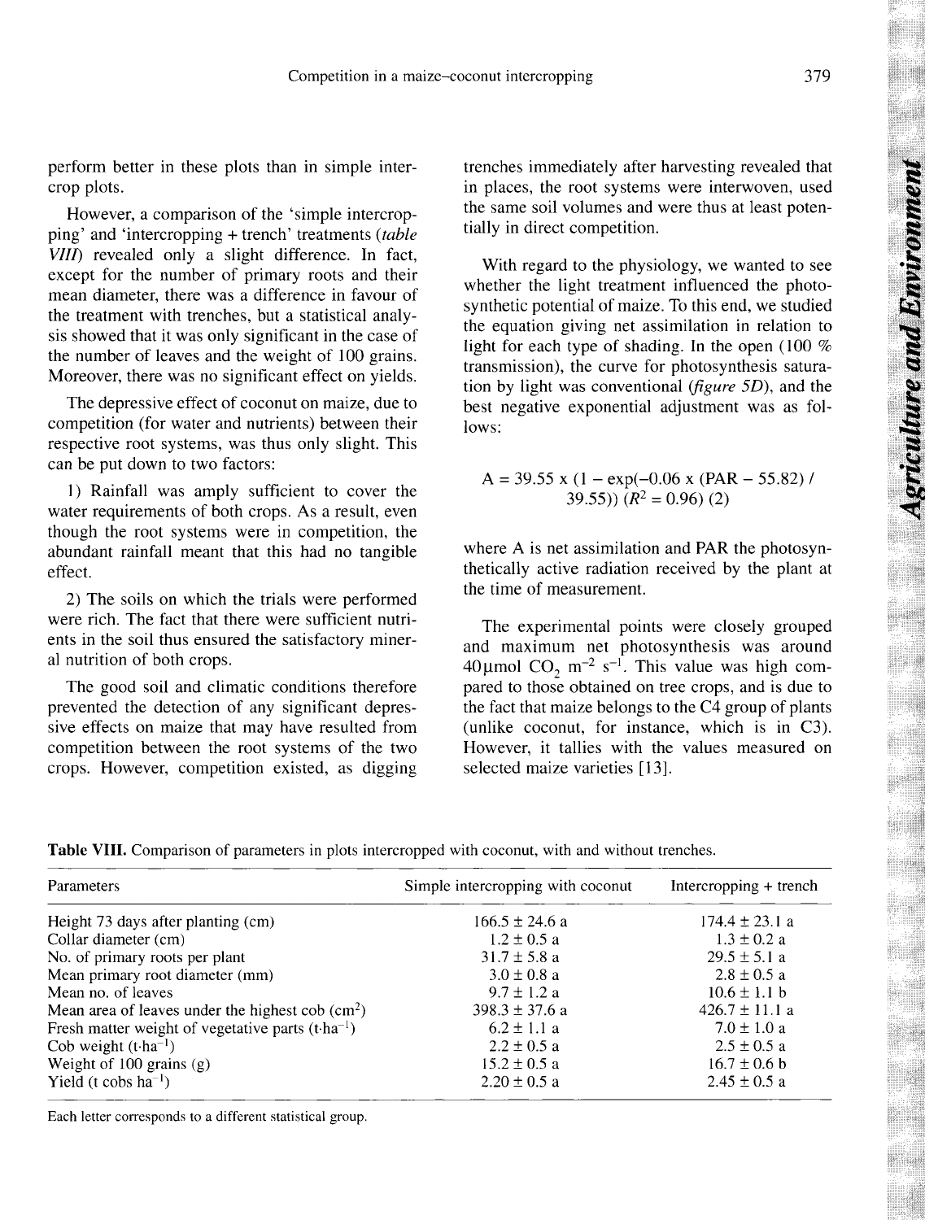perform better in these plots than in simple intercrop plots.

However, a comparison of the 'simple intercropping' and 'intercropping + trench' treatments (*table VIII*) revealed only a slight difference. In fact, except for the number of primary roots and their mean diameter, there was a difference in favour of the treatment with trenches, but a statistical analysis showed that it was only significant in the case of the number of leaves and the weight of 100 grains. Moreover, there was no significant effect on yields.

The depressive effect of coconut on maize, due to competition (for water and nutrients) between their respective root systems, was thus only slight. This can be put down to two factors:

1) Rainfall was amply sufficient to cover the water requirements of both crops. As a result, even though the root systems were in competition, the abundant rainfall meant that this had no tangible effect.

2) The soils on which the trials were performed were rich. The fact that there were sufficient nutrients in the soil thus ensured the satisfactory mineral nutrition of both crops.

The good soil and climatic conditions therefore prevented the detection of any significant depressive effects on maize that may have resulted from competition between the root systems of the two crops. However, competition existed, as digging trenches immediately after harvesting revealed that in places, the root systems were interwoven, used the same soil volumes and were thus at least potentially in direct competition.

With regard to the physiology, we wanted to see whether the light treatment influenced the photosynthetic potential of maize. To this end, we studied the equation giving net assimilation in relation to light for each type of shading. In the open (100 % transmission), the curve for photosynthesis saturation by light was conventional (*figure 5D*), and the best negative exponential adjustment was as follows:

$$A = 39.55 \times (1 - \exp(-0.06 \times (PAR - 55.82) / 39.55)) \ (R^2 = 0.96) \quad (2)$$

where A is net assimilation and PAR the photosynthetically active radiation received by the plant at the time of measurement.

The experimental points were closely grouped and maximum net photosynthesis was around 40 $\mu$mol $CO_2$ $m^{-2}$ $s^{-1}$. This value was high compared to those obtained on tree crops, and is due to the fact that maize belongs to the C4 group of plants (unlike coconut, for instance, which is in C3). However, it tallies with the values measured on selected maize varieties [13].

**Table VIII.** Comparison of parameters in plots intercropped with coconut, with and without trenches.

| Parameters | Simple intercropping with coconut | Intercropping + trench |
|---|---|---|
| Height 73 days after planting (cm) | 166.5 ± 24.6 a | 174.4 ± 23.1 a |
| Collar diameter (cm) | 1.2 ± 0.5 a | 1.3 ± 0.2 a |
| No. of primary roots per plant | 31.7 ± 5.8 a | 29.5 ± 5.1 a |
| Mean primary root diameter (mm) | 3.0 ± 0.8 a | 2.8 ± 0.5 a |
| Mean no. of leaves | 9.7 ± 1.2 a | 10.6 ± 1.1 b |
| Mean area of leaves under the highest cob ($cm^2$) | 398.3 ± 37.6 a | 426.7 ± 11.1 a |
| Fresh matter weight of vegetative parts ($t \cdot ha^{-1}$) | 6.2 ± 1.1 a | 7.0 ± 1.0 a |
| Cob weight ($t \cdot ha^{-1}$) | 2.2 ± 0.5 a | 2.5 ± 0.5 a |
| Weight of 100 grains (g) | 15.2 ± 0.5 a | 16.7 ± 0.6 b |
| Yield (t cobs $ha^{-1}$) | 2.20 ± 0.5 a | 2.45 ± 0.5 a |

Each letter corresponds to a different statistical group.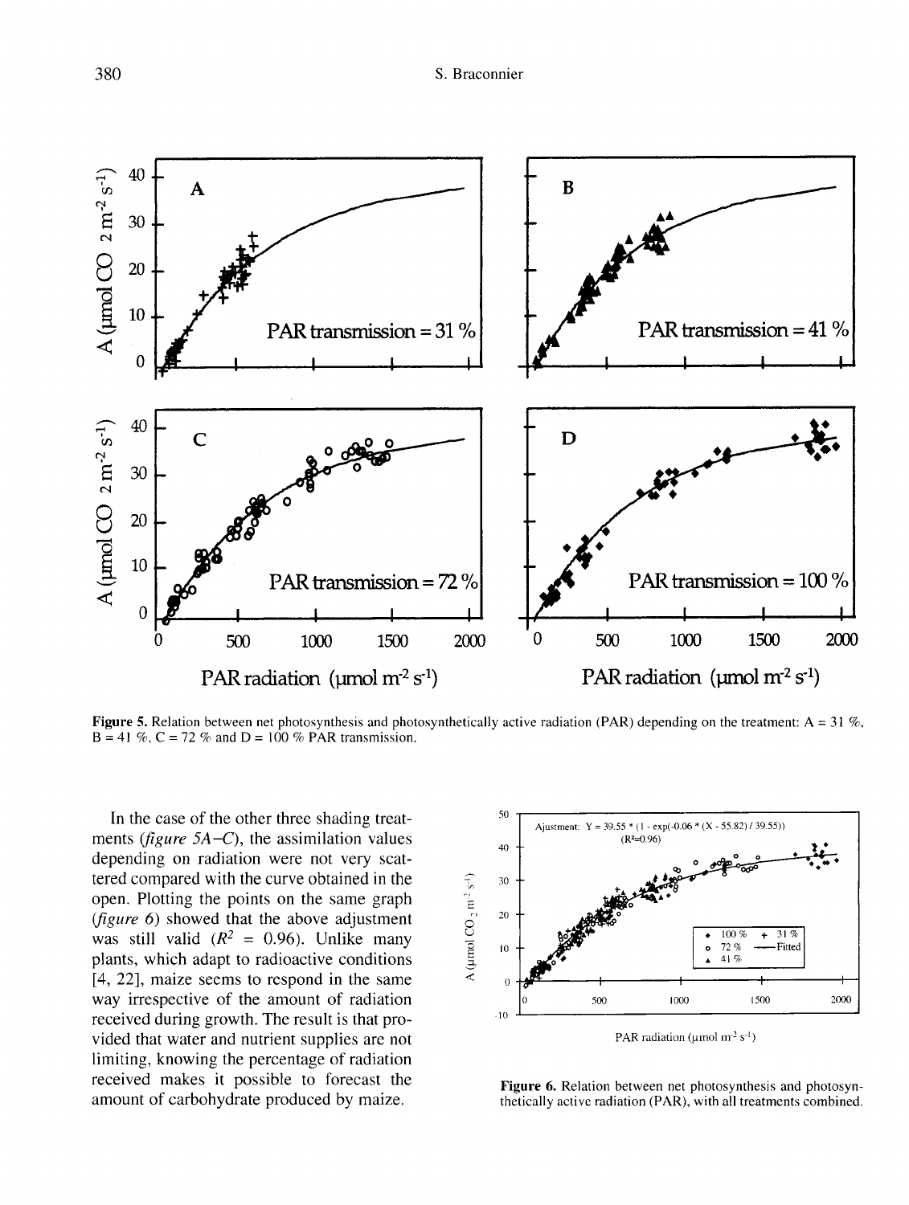Figure 5. Relation between net photosynthesis and photosynthetically active radiation (PAR) depending on the treatment: A = 31 %, B = 41 %, C = 72 % and D = 100 % PAR transmission.

In the case of the other three shading treatments (*figure 5A–C*), the assimilation values depending on radiation were not very scattered compared with the curve obtained in the open. Plotting the points on the same graph (*figure 6*) showed that the above adjustment was still valid ($R^2$ = 0.96). Unlike many plants, which adapt to radioactive conditions [4, 22], maize seems to respond in the same way irrespective of the amount of radiation received during growth. The result is that provided that water and nutrient supplies are not limiting, knowing the percentage of radiation received makes it possible to forecast the amount of carbohydrate produced by maize.

Ajustment: $Y = 39.55 * (1 - \exp(-0.06 * (X - 55.82) / 39.55))$ ($R^2$=0.96)

Figure 6. Relation between net photosynthesis and photosynthetically active radiation (PAR), with all treatments combined.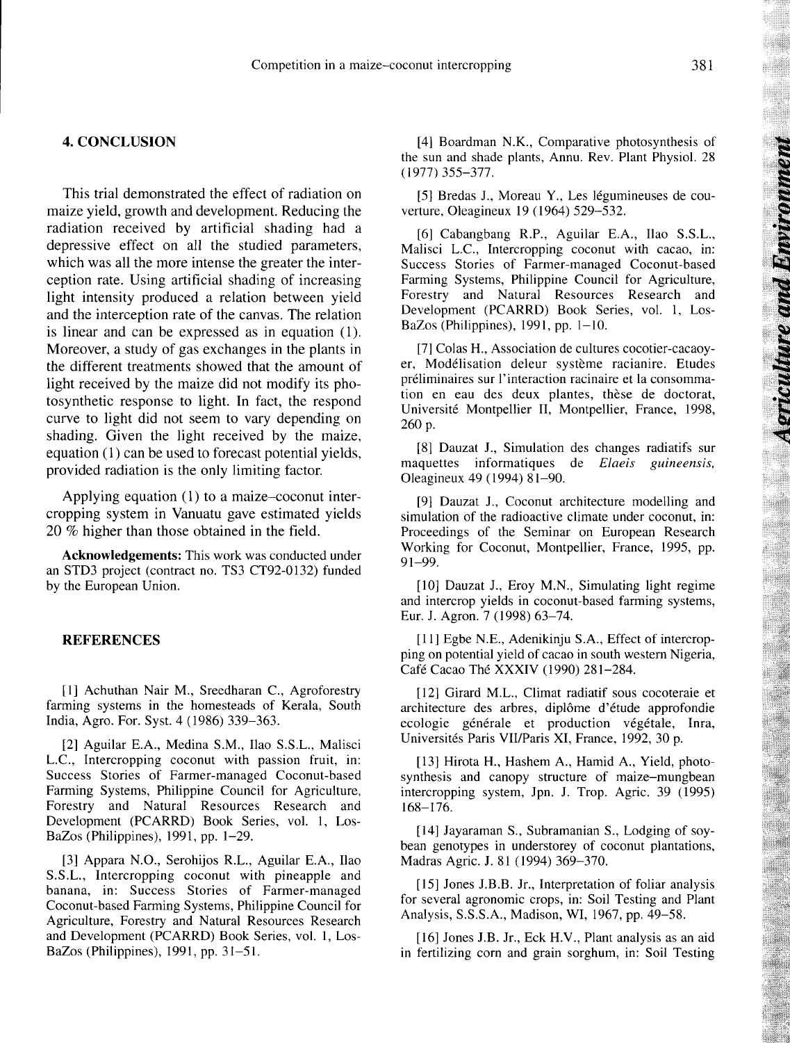## 4. CONCLUSION

This trial demonstrated the effect of radiation on maize yield, growth and development. Reducing the radiation received by artificial shading had a depressive effect on all the studied parameters, which was all the more intense the greater the interception rate. Using artificial shading of increasing light intensity produced a relation between yield and the interception rate of the canvas. The relation is linear and can be expressed as in equation (1). Moreover, a study of gas exchanges in the plants in the different treatments showed that the amount of light received by the maize did not modify its photosynthetic response to light. In fact, the respond curve to light did not seem to vary depending on shading. Given the light received by the maize, equation (1) can be used to forecast potential yields, provided radiation is the only limiting factor.

Applying equation (1) to a maize–coconut intercropping system in Vanuatu gave estimated yields 20 % higher than those obtained in the field.

**Acknowledgements:** This work was conducted under an STD3 project (contract no. TS3 CT92-0132) funded by the European Union.

## REFERENCES

[1] Achuthan Nair M., Sreedharan C., Agroforestry farming systems in the homesteads of Kerala, South India, Agro. For. Syst. 4 (1986) 339–363.

[2] Aguilar E.A., Medina S.M., Ilao S.S.L., Malisci L.C., Intercropping coconut with passion fruit, in: Success Stories of Farmer-managed Coconut-based Farming Systems, Philippine Council for Agriculture, Forestry and Natural Resources Research and Development (PCARRD) Book Series, vol. 1, Los-BaZos (Philippines), 1991, pp. 1–29.

[3] Appara N.O., Serohijos R.L., Aguilar E.A., Ilao S.S.L., Intercropping coconut with pineapple and banana, in: Success Stories of Farmer-managed Coconut-based Farming Systems, Philippine Council for Agriculture, Forestry and Natural Resources Research and Development (PCARRD) Book Series, vol. 1, Los-BaZos (Philippines), 1991, pp. 31–51.

[4] Boardman N.K., Comparative photosynthesis of the sun and shade plants, Annu. Rev. Plant Physiol. 28 (1977) 355–377.

[5] Bredas J., Moreau Y., Les légumineuses de couverture, Oleagineux 19 (1964) 529–532.

[6] Cabangbang R.P., Aguilar E.A., Ilao S.S.L., Malisci L.C., Intercropping coconut with cacao, in: Success Stories of Farmer-managed Coconut-based Farming Systems, Philippine Council for Agriculture, Forestry and Natural Resources Research and Development (PCARRD) Book Series, vol. 1, Los-BaZos (Philippines), 1991, pp. 1–10.

[7] Colas H., Association de cultures cocotier-cacaoyer, Modélisation deleur système racianire. Etudes préliminaires sur l'interaction racinaire et la consommation en eau des deux plantes, thèse de doctorat, Université Montpellier II, Montpellier, France, 1998, 260 p.

[8] Dauzat J., Simulation des changes radiatifs sur maquettes informatiques de *Elaeis guineensis,* Oleagineux 49 (1994) 81–90.

[9] Dauzat J., Coconut architecture modelling and simulation of the radioactive climate under coconut, in: Proceedings of the Seminar on European Research Working for Coconut, Montpellier, France, 1995, pp. 91–99.

[10] Dauzat J., Eroy M.N., Simulating light regime and intercrop yields in coconut-based farming systems, Eur. J. Agron. 7 (1998) 63–74.

[11] Egbe N.E., Adenikinju S.A., Effect of intercropping on potential yield of cacao in south western Nigeria, Café Cacao Thé XXXIV (1990) 281–284.

[12] Girard M.L., Climat radiatif sous cocoteraie et architecture des arbres, diplôme d'étude approfondie ecologie générale et production végétale, Inra, Universités Paris VII/Paris XI, France, 1992, 30 p.

[13] Hirota H., Hashem A., Hamid A., Yield, photosynthesis and canopy structure of maize–mungbean intercropping system, Jpn. J. Trop. Agric. 39 (1995) 168–176.

[14] Jayaraman S., Subramanian S., Lodging of soybean genotypes in understorey of coconut plantations, Madras Agric. J. 81 (1994) 369–370.

[15] Jones J.B.B. Jr., Interpretation of foliar analysis for several agronomic crops, in: Soil Testing and Plant Analysis, S.S.S.A., Madison, WI, 1967, pp. 49–58.

[16] Jones J.B. Jr., Eck H.V., Plant analysis as an aid in fertilizing corn and grain sorghum, in: Soil Testing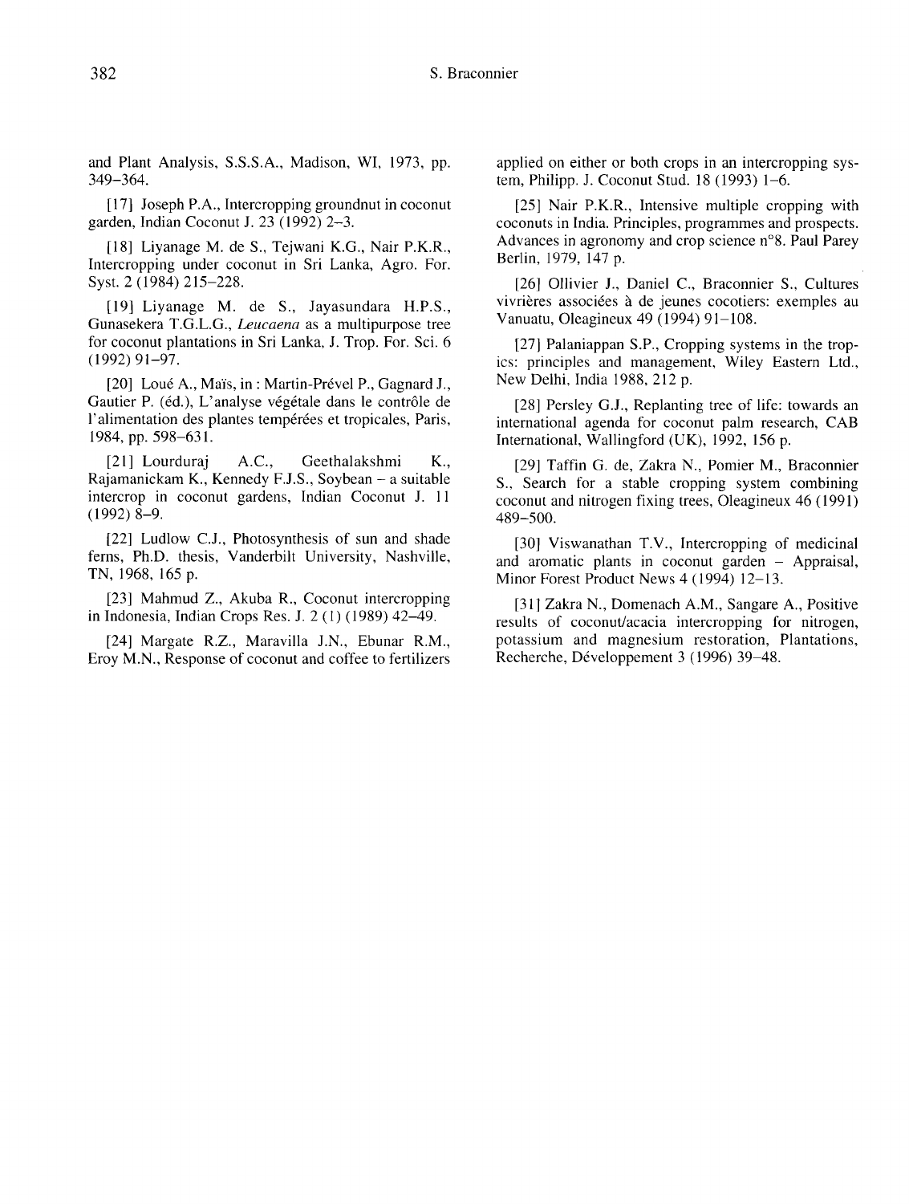and Plant Analysis, S.S.S.A., Madison, WI, 1973, pp. 349–364.

[17] Joseph P.A., Intercropping groundnut in coconut garden, Indian Coconut J. 23 (1992) 2–3.

[18] Liyanage M. de S., Tejwani K.G., Nair P.K.R., Intercropping under coconut in Sri Lanka, Agro. For. Syst. 2 (1984) 215–228.

[19] Liyanage M. de S., Jayasundara H.P.S., Gunasekera T.G.L.G., *Leucaena* as a multipurpose tree for coconut plantations in Sri Lanka, J. Trop. For. Sci. 6 (1992) 91–97.

[20] Loué A., Maïs, in : Martin-Prével P., Gagnard J., Gautier P. (éd.), L'analyse végétale dans le contrôle de l'alimentation des plantes tempérées et tropicales, Paris, 1984, pp. 598–631.

[21] Lourduraj A.C., Geethalakshmi K., Rajamanickam K., Kennedy F.J.S., Soybean – a suitable intercrop in coconut gardens, Indian Coconut J. 11 (1992) 8–9.

[22] Ludlow C.J., Photosynthesis of sun and shade ferns, Ph.D. thesis, Vanderbilt University, Nashville, TN, 1968, 165 p.

[23] Mahmud Z., Akuba R., Coconut intercropping in Indonesia, Indian Crops Res. J. 2 (1) (1989) 42–49.

[24] Margate R.Z., Maravilla J.N., Ebunar R.M., Eroy M.N., Response of coconut and coffee to fertilizers applied on either or both crops in an intercropping system, Philipp. J. Coconut Stud. 18 (1993) 1–6.

[25] Nair P.K.R., Intensive multiple cropping with coconuts in India. Principles, programmes and prospects. Advances in agronomy and crop science n°8. Paul Parey Berlin, 1979, 147 p.

[26] Ollivier J., Daniel C., Braconnier S., Cultures vivrières associées à de jeunes cocotiers: exemples au Vanuatu, Oleagineux 49 (1994) 91–108.

[27] Palaniappan S.P., Cropping systems in the tropics: principles and management, Wiley Eastern Ltd., New Delhi, India 1988, 212 p.

[28] Persley G.J., Replanting tree of life: towards an international agenda for coconut palm research, CAB International, Wallingford (UK), 1992, 156 p.

[29] Taffin G. de, Zakra N., Pomier M., Braconnier S., Search for a stable cropping system combining coconut and nitrogen fixing trees, Oleagineux 46 (1991) 489–500.

[30] Viswanathan T.V., Intercropping of medicinal and aromatic plants in coconut garden – Appraisal, Minor Forest Product News 4 (1994) 12–13.

[31] Zakra N., Domenach A.M., Sangare A., Positive results of coconut/acacia intercropping for nitrogen, potassium and magnesium restoration, Plantations, Recherche, Développement 3 (1996) 39–48.